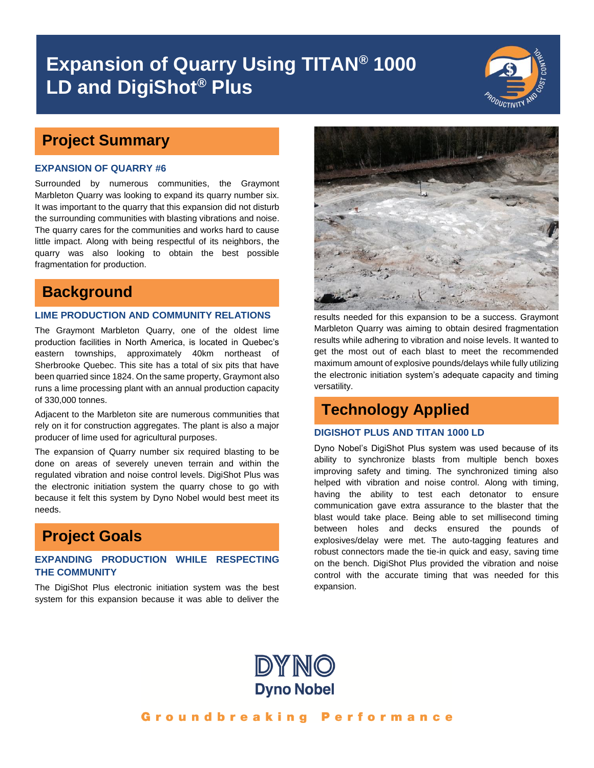# Expansion of Quarry Using TITAN® 1000 LD and DigiShot® Plus

## Project Summary

### EXPANSION OF QUARRY #6

Surrounded by numerous communities, the Graymont Marbleton Quarry was looking to expand its quarry number six. It was important to the quarry that this expansion did not disturb the surrounding communities with blasting vibrations and noise. The quarry cares for the communities and works hard to cause little impact. Along with being respectful of its neighbors, the quarry was also looking to obtain the best possible fragmentation for production.

## Background

### LIME PRODUCTION AND COMMUNITY RELATIONS

The Graymont Marbleton Quarry, one of the oldest lime production facilities in North America, is located in Quebec's eastern townships, approximately 40km northeast of Sherbrooke Quebec. This site has a total of six pits that have been quarried since 1824. On the same property, Graymont also runs a lime processing plant with an annual production capacity of 330,000 tonnes.

Adjacent to the Marbleton site are numerous communities that rely on it for construction aggregates. The plant is also a major producer of lime used for agricultural purposes.

The expansion of Quarry number six required blasting to be done on areas of severely uneven terrain and within the regulated vibration and noise control levels. DigiShot Plus was the electronic initiation system the quarry chose to go with because it felt this system by Dyno Nobel would best meet its needs.

## Project Goals

### EXPANDING PRODUCTION WHILE RESPECTING THE COMMUNITY

The DigiShot Plus electronic initiation system was the best system for this expansion because it was able to deliver the results needed for this expansion to be a success. Graymont Marbleton Quarry was aiming to obtain desired fragmentation results while adhering to vibration and noise levels. It wanted to get the most out of each blast to meet the recommended maximum amount of explosive pounds/delays while fully utilizing the electronic initiation system's adequate capacity and timing versatility.

## Technology Applied

### DIGISHOT PLUS AND TITAN 1000 LD

Dyno Nobel's DigiShot Plus system was used because of its ability to synchronize blasts from multiple bench boxes improving safety and timing. The synchronized timing also helped with vibration and noise control. Along with timing, having the ability to test each detonator to ensure communication gave extra assurance to the blaster that the blast would take place. Being able to set millisecond timing between holes and decks ensured the pounds of explosives/delay were met. The auto-tagging features and robust connectors made the tie-in quick and easy, saving time on the bench. DigiShot Plus provided the vibration and noise control with the accurate timing that was needed for this expansion.

DYNO
Dyno Nobel

Groundbreaking Performance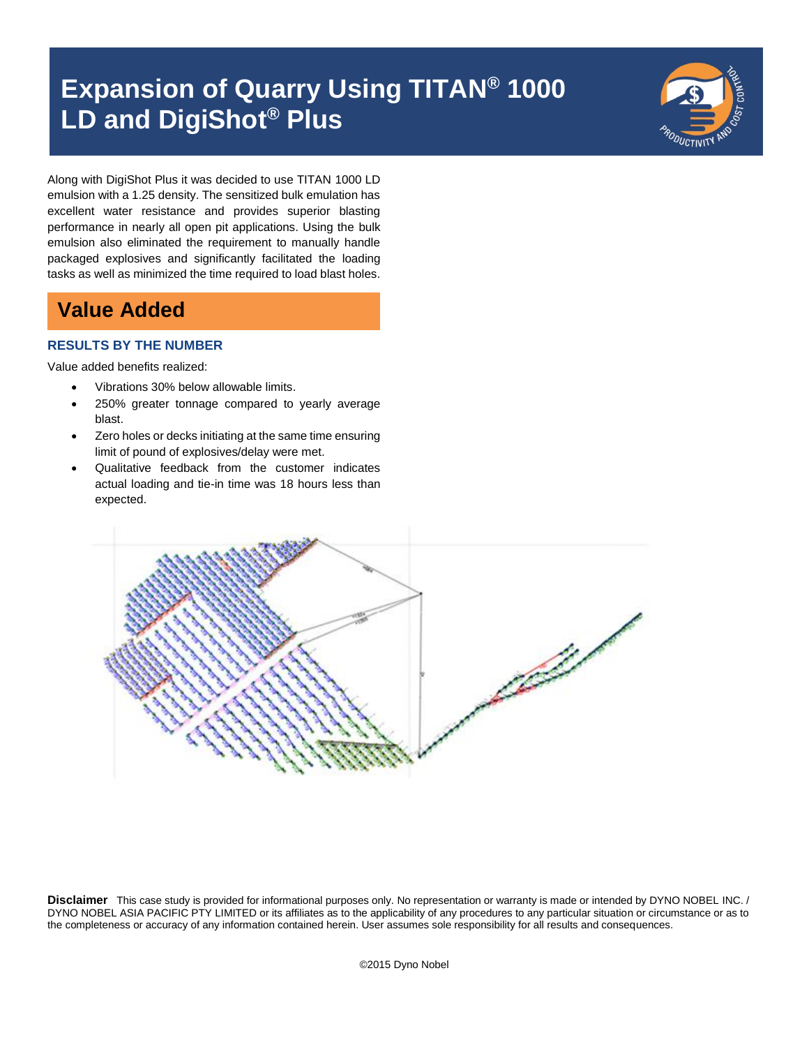# Expansion of Quarry Using TITAN® 1000 LD and DigiShot® Plus

Along with DigiShot Plus it was decided to use TITAN 1000 LD emulsion with a 1.25 density. The sensitized bulk emulation has excellent water resistance and provides superior blasting performance in nearly all open pit applications. Using the bulk emulsion also eliminated the requirement to manually handle packaged explosives and significantly facilitated the loading tasks as well as minimized the time required to load blast holes.

## Value Added

### RESULTS BY THE NUMBER

Value added benefits realized:

- Vibrations 30% below allowable limits.
- 250% greater tonnage compared to yearly average blast.
- Zero holes or decks initiating at the same time ensuring limit of pound of explosives/delay were met.
- Qualitative feedback from the customer indicates actual loading and tie-in time was 18 hours less than expected.

**Disclaimer** This case study is provided for informational purposes only. No representation or warranty is made or intended by DYNO NOBEL INC. / DYNO NOBEL ASIA PACIFIC PTY LIMITED or its affiliates as to the applicability of any procedures to any particular situation or circumstance or as to the completeness or accuracy of any information contained herein. User assumes sole responsibility for all results and consequences.

©2015 Dyno Nobel